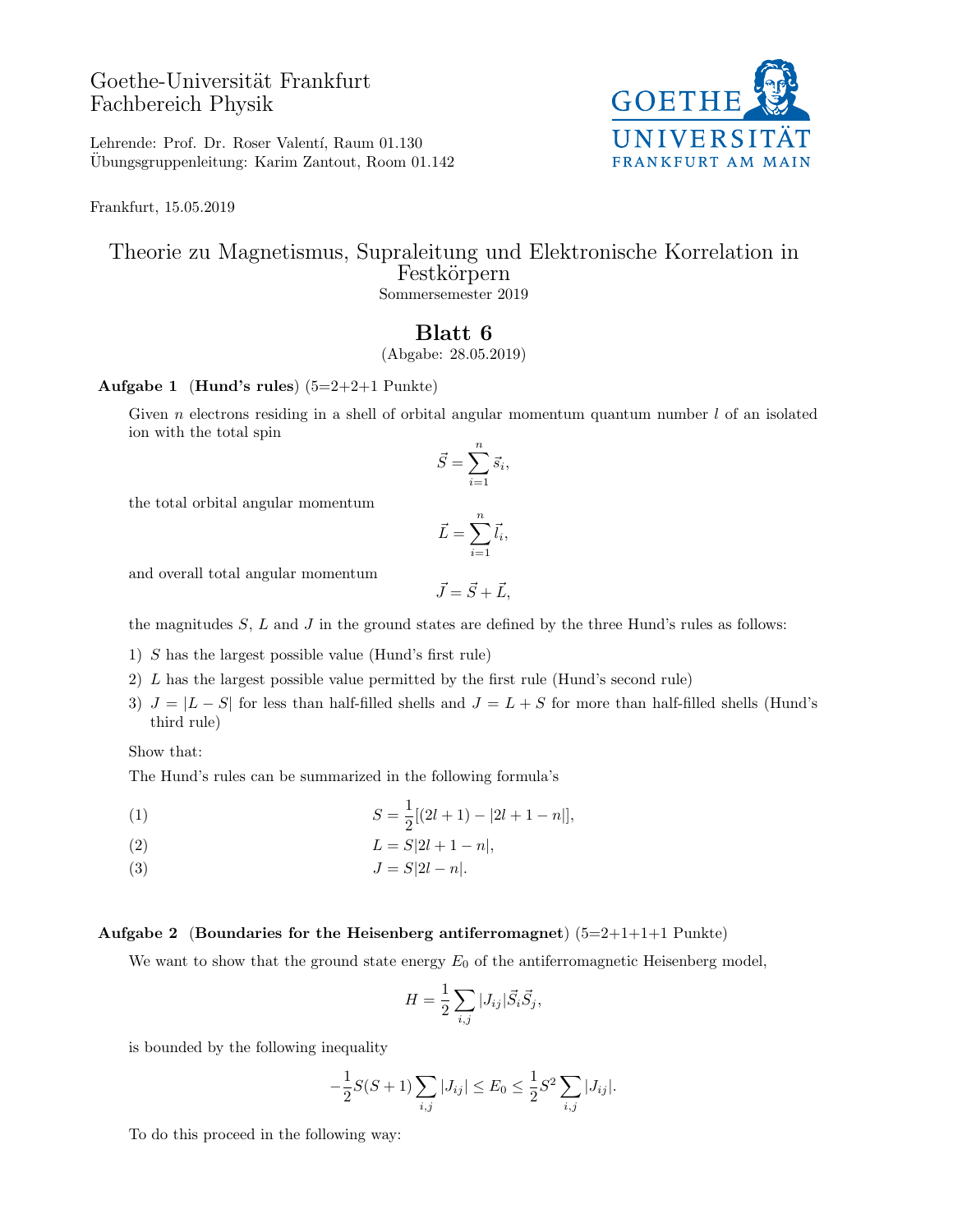Goethe-Universität Frankfurt
Fachbereich Physik

Lehrende: Prof. Dr. Roser Valentí, Raum 01.130
Übungsgruppenleitung: Karim Zantout, Room 01.142

Frankfurt, 15.05.2019

# Theorie zu Magnetismus, Supraleitung und Elektronische Korrelation in Festkörpern

Sommersemester 2019

## Blatt 6

(Abgabe: 28.05.2019)

**Aufgabe 1 (Hund's rules)** (5=2+2+1 Punkte)

Given $n$ electrons residing in a shell of orbital angular momentum quantum number $l$ of an isolated ion with the total spin

$$\vec{S} = \sum_{i=1}^{n} \vec{s}_i,$$

the total orbital angular momentum

$$\vec{L} = \sum_{i=1}^{n} \vec{l}_i,$$

and overall total angular momentum

$$\vec{J} = \vec{S} + \vec{L},$$

the magnitudes $S$, $L$ and $J$ in the ground states are defined by the three Hund's rules as follows:

1) $S$ has the largest possible value (Hund's first rule)
2) $L$ has the largest possible value permitted by the first rule (Hund's second rule)
3) $J = |L - S|$ for less than half-filled shells and $J = L + S$ for more than half-filled shells (Hund's third rule)

Show that:

The Hund's rules can be summarized in the following formula's

(1)
$$S = \frac{1}{2}[(2l+1) - |2l+1-n|],$$

(2)
$$L = S|2l+1-n|,$$

(3)
$$J = S|2l-n|.$$

**Aufgabe 2 (Boundaries for the Heisenberg antiferromagnet)** (5=2+1+1+1 Punkte)

We want to show that the ground state energy $E_0$ of the antiferromagnetic Heisenberg model,

$$H = \frac{1}{2}\sum_{i,j} |J_{ij}| \vec{S}_i \vec{S}_j,$$

is bounded by the following inequality

$$-\frac{1}{2}S(S+1)\sum_{i,j}|J_{ij}| \leq E_0 \leq \frac{1}{2}S^2 \sum_{i,j}|J_{ij}|.$$

To do this proceed in the following way: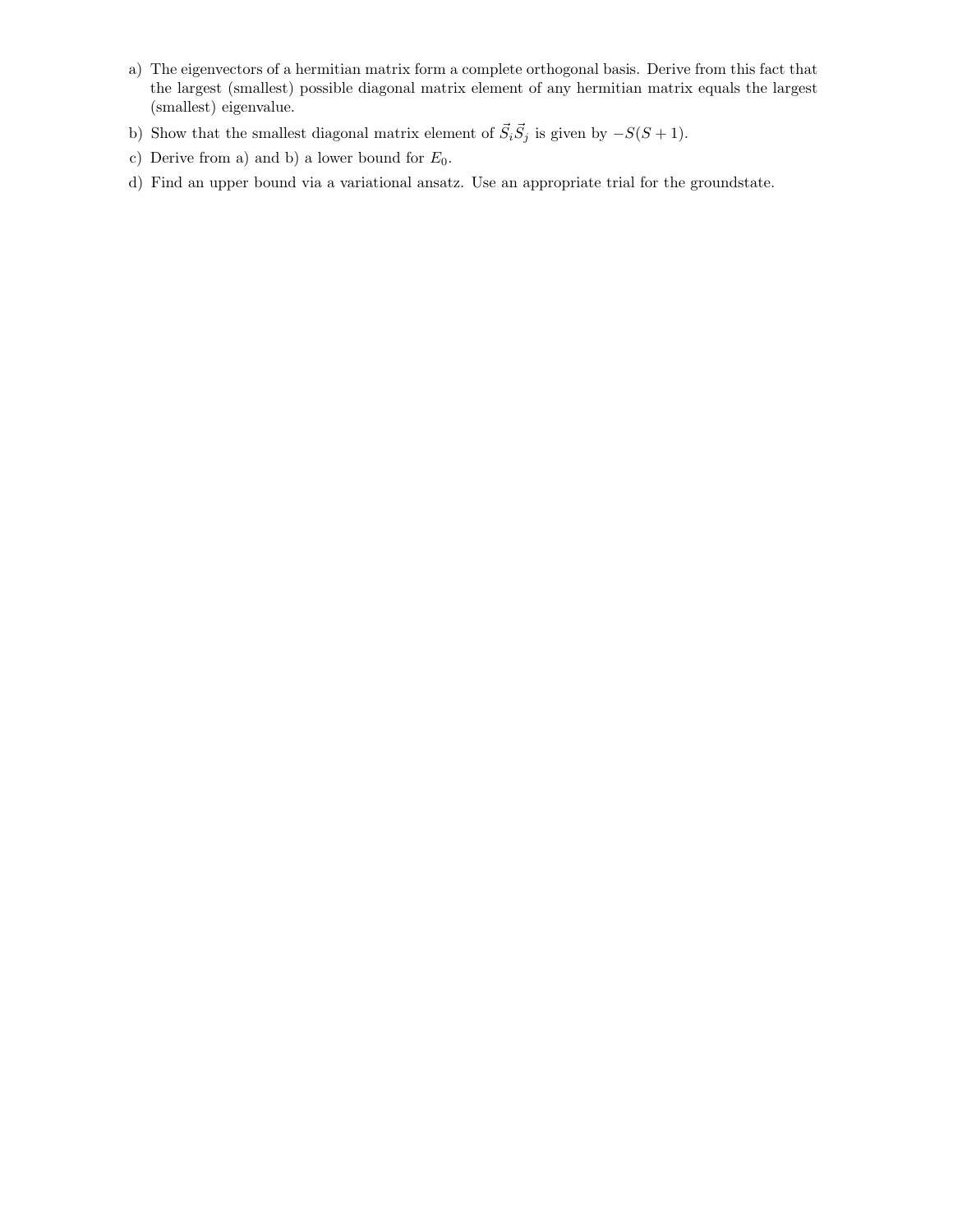a) The eigenvectors of a hermitian matrix form a complete orthogonal basis. Derive from this fact that the largest (smallest) possible diagonal matrix element of any hermitian matrix equals the largest (smallest) eigenvalue.

b) Show that the smallest diagonal matrix element of $\vec{S}_i\vec{S}_j$ is given by $-S(S+1)$.

c) Derive from a) and b) a lower bound for $E_0$.

d) Find an upper bound via a variational ansatz. Use an appropriate trial for the groundstate.